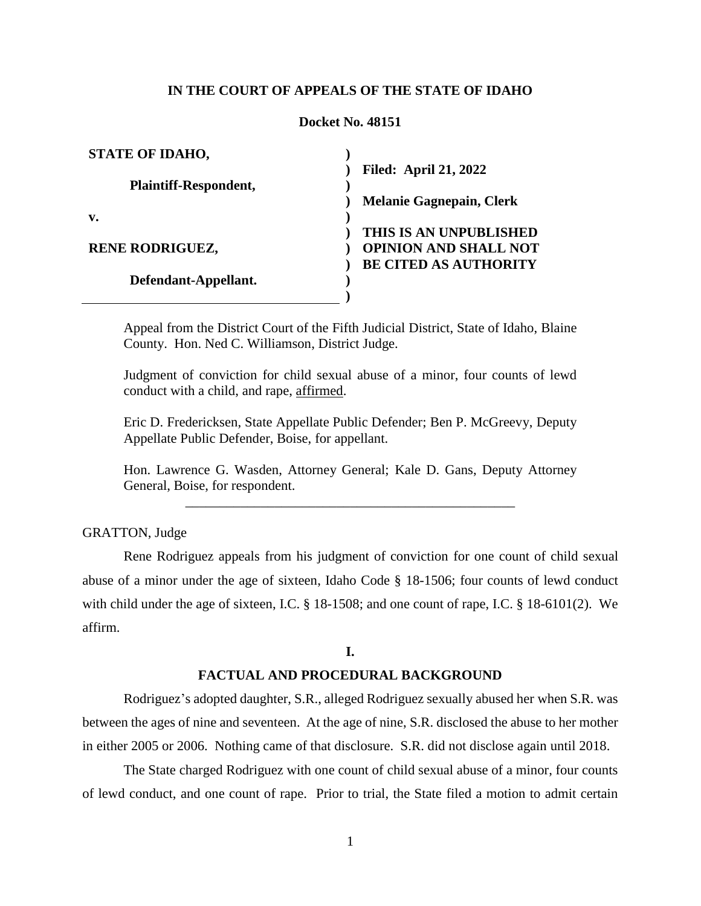**IN THE COURT OF APPEALS OF THE STATE OF IDAHO**

**Docket No. 48151**

| | |
|---|---|
| **STATE OF IDAHO,** | |
| **Plaintiff-Respondent,** | **Filed: April 21, 2022** |
| **v.** | **Melanie Gagnepain, Clerk** |
| **RENE RODRIGUEZ,** | **THIS IS AN UNPUBLISHED OPINION AND SHALL NOT BE CITED AS AUTHORITY** |
| **Defendant-Appellant.** | |

Appeal from the District Court of the Fifth Judicial District, State of Idaho, Blaine County. Hon. Ned C. Williamson, District Judge.

Judgment of conviction for child sexual abuse of a minor, four counts of lewd conduct with a child, and rape, affirmed.

Eric D. Fredericksen, State Appellate Public Defender; Ben P. McGreevy, Deputy Appellate Public Defender, Boise, for appellant.

Hon. Lawrence G. Wasden, Attorney General; Kale D. Gans, Deputy Attorney General, Boise, for respondent.

---

GRATTON, Judge

Rene Rodriguez appeals from his judgment of conviction for one count of child sexual abuse of a minor under the age of sixteen, Idaho Code § 18-1506; four counts of lewd conduct with child under the age of sixteen, I.C. § 18-1508; and one count of rape, I.C. § 18-6101(2). We affirm.

## I.

## FACTUAL AND PROCEDURAL BACKGROUND

Rodriguez's adopted daughter, S.R., alleged Rodriguez sexually abused her when S.R. was between the ages of nine and seventeen. At the age of nine, S.R. disclosed the abuse to her mother in either 2005 or 2006. Nothing came of that disclosure. S.R. did not disclose again until 2018.

The State charged Rodriguez with one count of child sexual abuse of a minor, four counts of lewd conduct, and one count of rape. Prior to trial, the State filed a motion to admit certain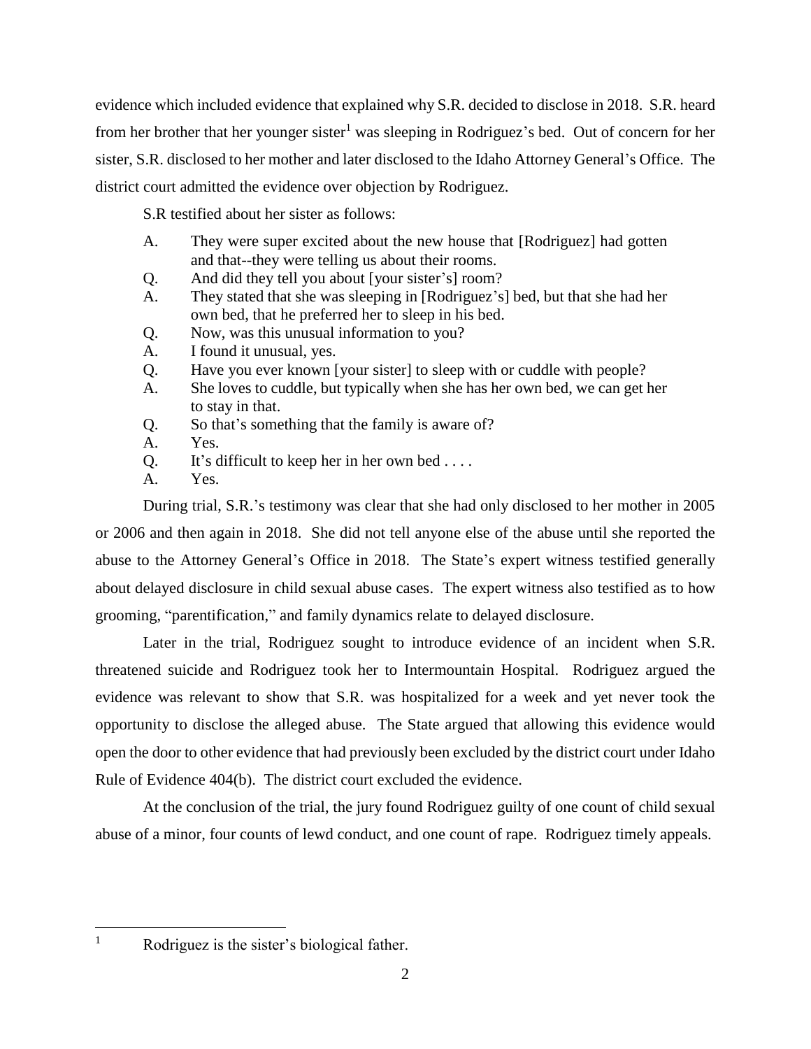evidence which included evidence that explained why S.R. decided to disclose in 2018. S.R. heard from her brother that her younger sister[1] was sleeping in Rodriguez's bed. Out of concern for her sister, S.R. disclosed to her mother and later disclosed to the Idaho Attorney General's Office. The district court admitted the evidence over objection by Rodriguez.

S.R testified about her sister as follows:

> A. They were super excited about the new house that [Rodriguez] had gotten and that--they were telling us about their rooms.
> Q. And did they tell you about [your sister's] room?
> A. They stated that she was sleeping in [Rodriguez's] bed, but that she had her own bed, that he preferred her to sleep in his bed.
> Q. Now, was this unusual information to you?
> A. I found it unusual, yes.
> Q. Have you ever known [your sister] to sleep with or cuddle with people?
> A. She loves to cuddle, but typically when she has her own bed, we can get her to stay in that.
> Q. So that's something that the family is aware of?
> A. Yes.
> Q. It's difficult to keep her in her own bed . . . .
> A. Yes.

During trial, S.R.'s testimony was clear that she had only disclosed to her mother in 2005 or 2006 and then again in 2018. She did not tell anyone else of the abuse until she reported the abuse to the Attorney General's Office in 2018. The State's expert witness testified generally about delayed disclosure in child sexual abuse cases. The expert witness also testified as to how grooming, "parentification," and family dynamics relate to delayed disclosure.

Later in the trial, Rodriguez sought to introduce evidence of an incident when S.R. threatened suicide and Rodriguez took her to Intermountain Hospital. Rodriguez argued the evidence was relevant to show that S.R. was hospitalized for a week and yet never took the opportunity to disclose the alleged abuse. The State argued that allowing this evidence would open the door to other evidence that had previously been excluded by the district court under Idaho Rule of Evidence 404(b). The district court excluded the evidence.

At the conclusion of the trial, the jury found Rodriguez guilty of one count of child sexual abuse of a minor, four counts of lewd conduct, and one count of rape. Rodriguez timely appeals.

---

[1] Rodriguez is the sister's biological father.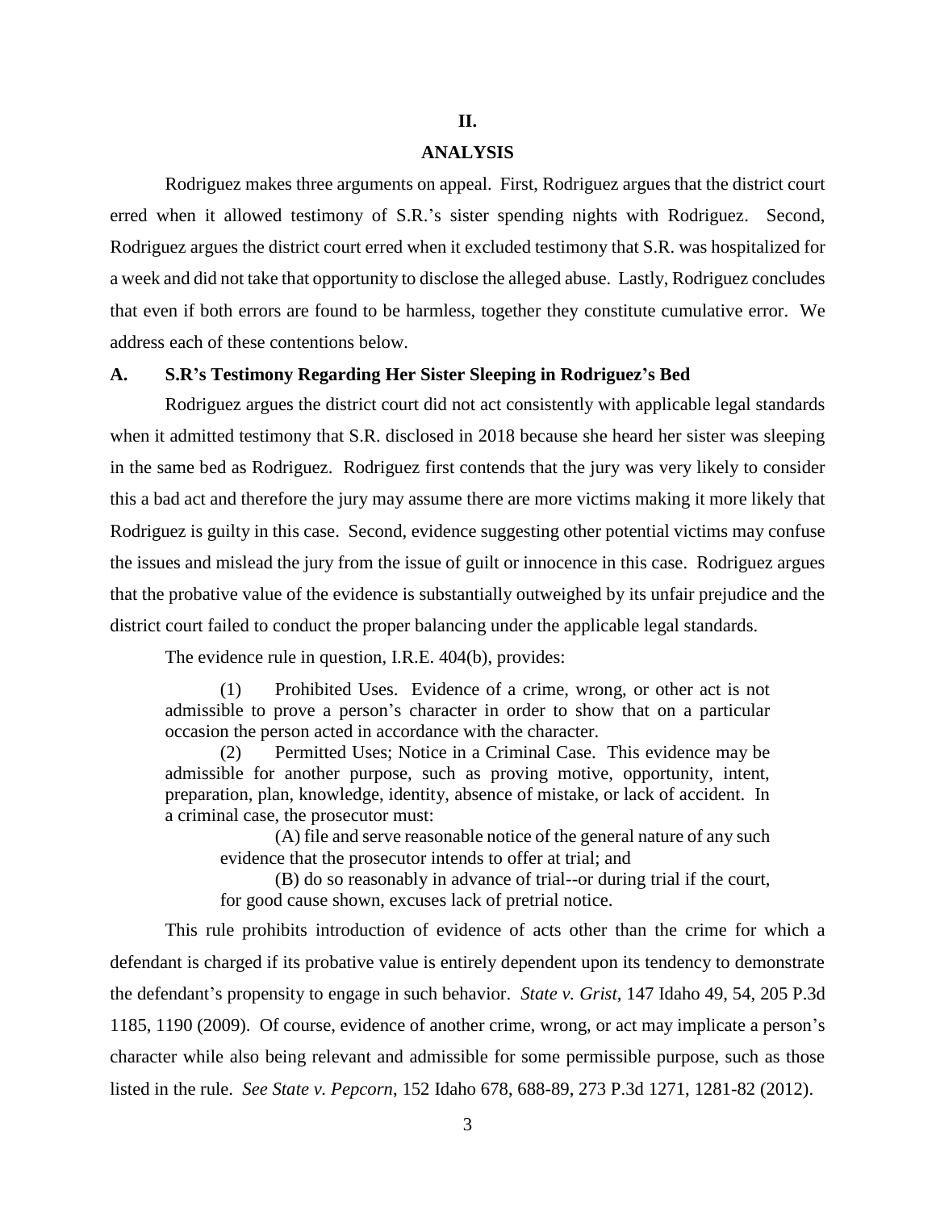## II.

## ANALYSIS

Rodriguez makes three arguments on appeal. First, Rodriguez argues that the district court erred when it allowed testimony of S.R.'s sister spending nights with Rodriguez. Second, Rodriguez argues the district court erred when it excluded testimony that S.R. was hospitalized for a week and did not take that opportunity to disclose the alleged abuse. Lastly, Rodriguez concludes that even if both errors are found to be harmless, together they constitute cumulative error. We address each of these contentions below.

### A. S.R's Testimony Regarding Her Sister Sleeping in Rodriguez's Bed

Rodriguez argues the district court did not act consistently with applicable legal standards when it admitted testimony that S.R. disclosed in 2018 because she heard her sister was sleeping in the same bed as Rodriguez. Rodriguez first contends that the jury was very likely to consider this a bad act and therefore the jury may assume there are more victims making it more likely that Rodriguez is guilty in this case. Second, evidence suggesting other potential victims may confuse the issues and mislead the jury from the issue of guilt or innocence in this case. Rodriguez argues that the probative value of the evidence is substantially outweighed by its unfair prejudice and the district court failed to conduct the proper balancing under the applicable legal standards.

The evidence rule in question, I.R.E. 404(b), provides:

> (1) Prohibited Uses. Evidence of a crime, wrong, or other act is not admissible to prove a person's character in order to show that on a particular occasion the person acted in accordance with the character.
>
> (2) Permitted Uses; Notice in a Criminal Case. This evidence may be admissible for another purpose, such as proving motive, opportunity, intent, preparation, plan, knowledge, identity, absence of mistake, or lack of accident. In a criminal case, the prosecutor must:
>
> (A) file and serve reasonable notice of the general nature of any such evidence that the prosecutor intends to offer at trial; and
>
> (B) do so reasonably in advance of trial--or during trial if the court, for good cause shown, excuses lack of pretrial notice.

This rule prohibits introduction of evidence of acts other than the crime for which a defendant is charged if its probative value is entirely dependent upon its tendency to demonstrate the defendant's propensity to engage in such behavior. *State v. Grist*, 147 Idaho 49, 54, 205 P.3d 1185, 1190 (2009). Of course, evidence of another crime, wrong, or act may implicate a person's character while also being relevant and admissible for some permissible purpose, such as those listed in the rule. *See State v. Pepcorn*, 152 Idaho 678, 688-89, 273 P.3d 1271, 1281-82 (2012).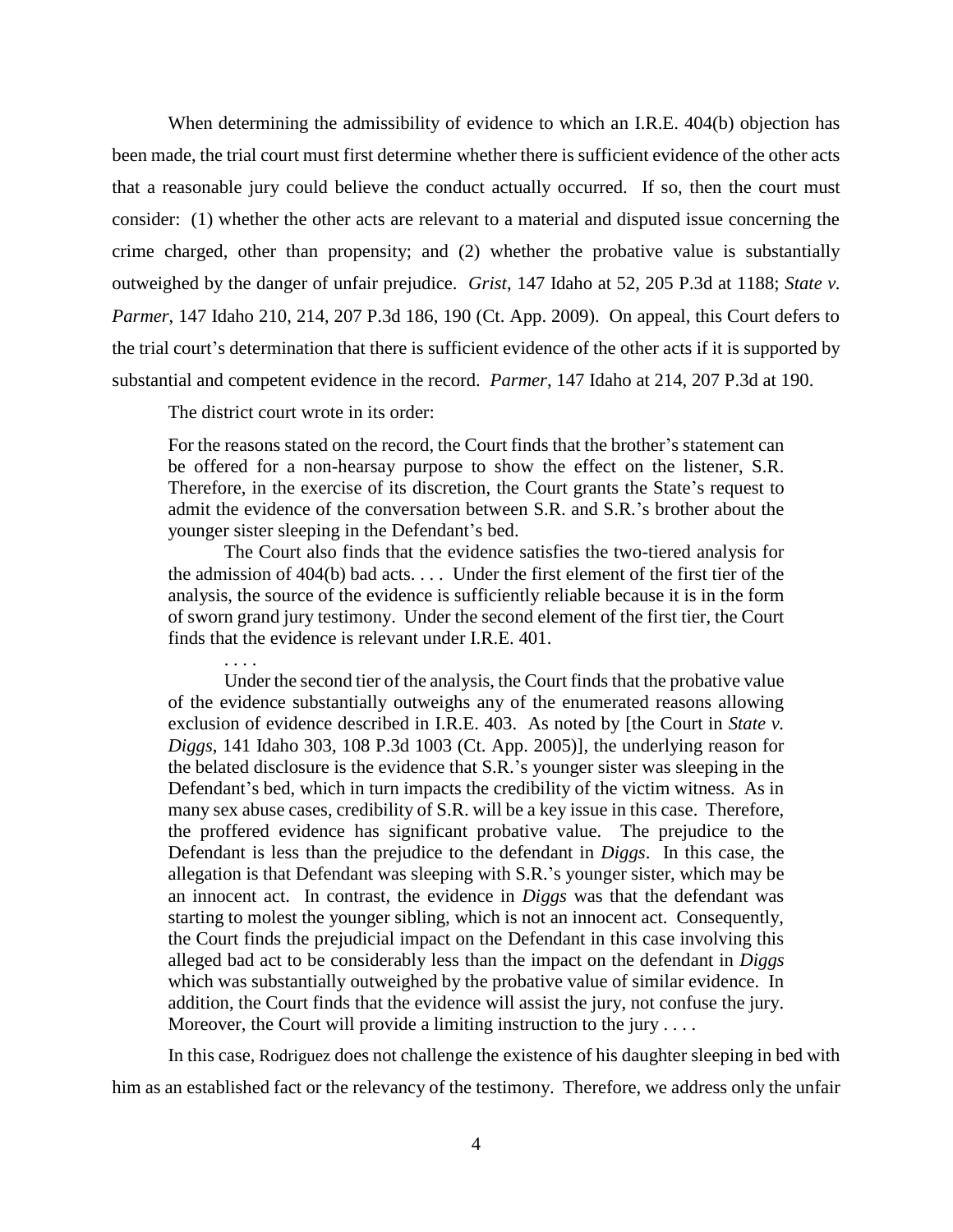When determining the admissibility of evidence to which an I.R.E. 404(b) objection has been made, the trial court must first determine whether there is sufficient evidence of the other acts that a reasonable jury could believe the conduct actually occurred. If so, then the court must consider: (1) whether the other acts are relevant to a material and disputed issue concerning the crime charged, other than propensity; and (2) whether the probative value is substantially outweighed by the danger of unfair prejudice. *Grist*, 147 Idaho at 52, 205 P.3d at 1188; *State v. Parmer*, 147 Idaho 210, 214, 207 P.3d 186, 190 (Ct. App. 2009). On appeal, this Court defers to the trial court's determination that there is sufficient evidence of the other acts if it is supported by substantial and competent evidence in the record. *Parmer*, 147 Idaho at 214, 207 P.3d at 190.

The district court wrote in its order:

> For the reasons stated on the record, the Court finds that the brother's statement can be offered for a non-hearsay purpose to show the effect on the listener, S.R. Therefore, in the exercise of its discretion, the Court grants the State's request to admit the evidence of the conversation between S.R. and S.R.'s brother about the younger sister sleeping in the Defendant's bed.
>
> The Court also finds that the evidence satisfies the two-tiered analysis for the admission of 404(b) bad acts. . . . Under the first element of the first tier of the analysis, the source of the evidence is sufficiently reliable because it is in the form of sworn grand jury testimony. Under the second element of the first tier, the Court finds that the evidence is relevant under I.R.E. 401.
>
> . . . .
>
> Under the second tier of the analysis, the Court finds that the probative value of the evidence substantially outweighs any of the enumerated reasons allowing exclusion of evidence described in I.R.E. 403. As noted by [the Court in *State v. Diggs*, 141 Idaho 303, 108 P.3d 1003 (Ct. App. 2005)], the underlying reason for the belated disclosure is the evidence that S.R.'s younger sister was sleeping in the Defendant's bed, which in turn impacts the credibility of the victim witness. As in many sex abuse cases, credibility of S.R. will be a key issue in this case. Therefore, the proffered evidence has significant probative value. The prejudice to the Defendant is less than the prejudice to the defendant in *Diggs*. In this case, the allegation is that Defendant was sleeping with S.R.'s younger sister, which may be an innocent act. In contrast, the evidence in *Diggs* was that the defendant was starting to molest the younger sibling, which is not an innocent act. Consequently, the Court finds the prejudicial impact on the Defendant in this case involving this alleged bad act to be considerably less than the impact on the defendant in *Diggs* which was substantially outweighed by the probative value of similar evidence. In addition, the Court finds that the evidence will assist the jury, not confuse the jury. Moreover, the Court will provide a limiting instruction to the jury . . . .

In this case, Rodriguez does not challenge the existence of his daughter sleeping in bed with him as an established fact or the relevancy of the testimony. Therefore, we address only the unfair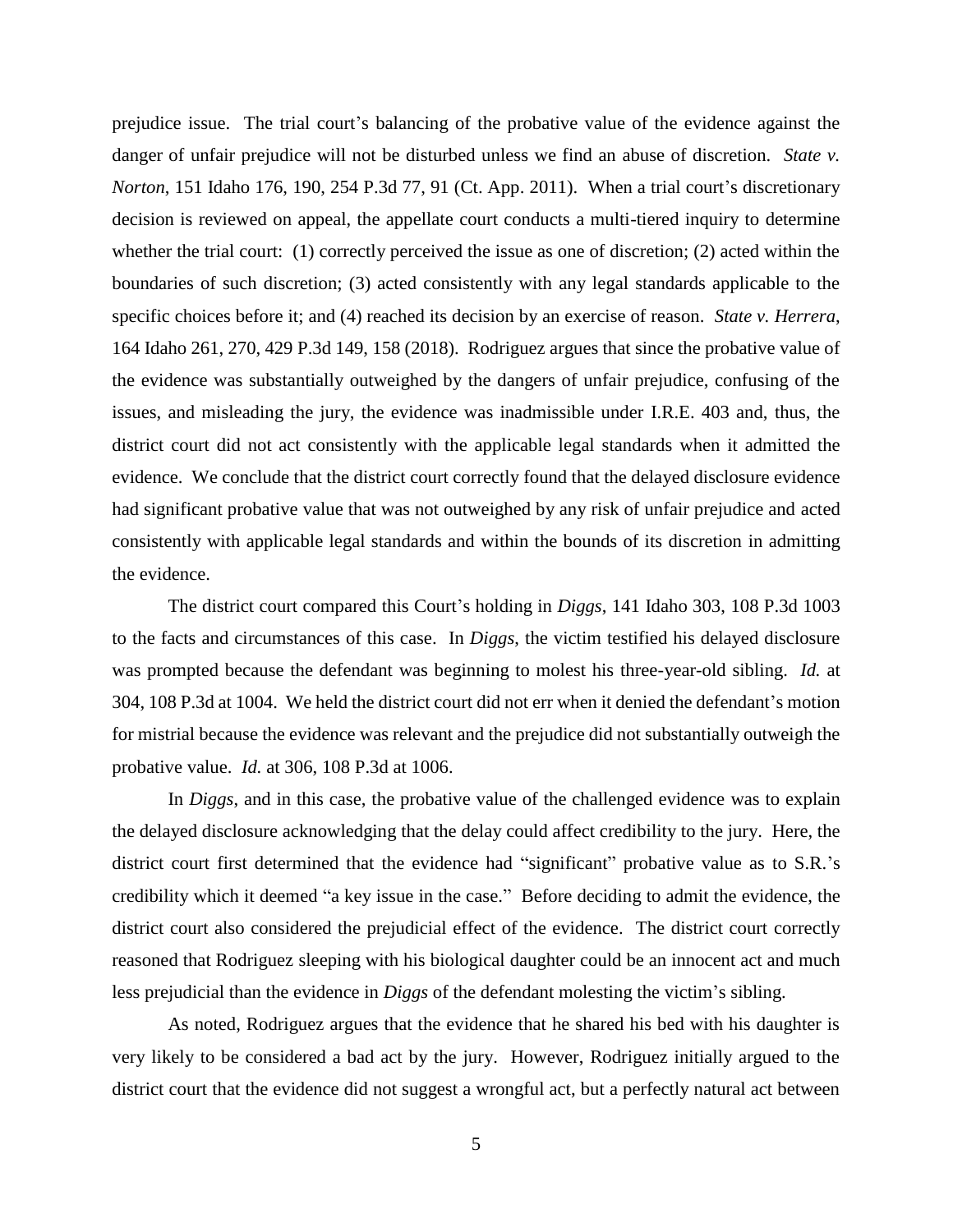prejudice issue. The trial court's balancing of the probative value of the evidence against the danger of unfair prejudice will not be disturbed unless we find an abuse of discretion. *State v. Norton*, 151 Idaho 176, 190, 254 P.3d 77, 91 (Ct. App. 2011). When a trial court's discretionary decision is reviewed on appeal, the appellate court conducts a multi-tiered inquiry to determine whether the trial court: (1) correctly perceived the issue as one of discretion; (2) acted within the boundaries of such discretion; (3) acted consistently with any legal standards applicable to the specific choices before it; and (4) reached its decision by an exercise of reason. *State v. Herrera*, 164 Idaho 261, 270, 429 P.3d 149, 158 (2018). Rodriguez argues that since the probative value of the evidence was substantially outweighed by the dangers of unfair prejudice, confusing of the issues, and misleading the jury, the evidence was inadmissible under I.R.E. 403 and, thus, the district court did not act consistently with the applicable legal standards when it admitted the evidence. We conclude that the district court correctly found that the delayed disclosure evidence had significant probative value that was not outweighed by any risk of unfair prejudice and acted consistently with applicable legal standards and within the bounds of its discretion in admitting the evidence.

The district court compared this Court's holding in *Diggs*, 141 Idaho 303, 108 P.3d 1003 to the facts and circumstances of this case. In *Diggs*, the victim testified his delayed disclosure was prompted because the defendant was beginning to molest his three-year-old sibling. *Id.* at 304, 108 P.3d at 1004. We held the district court did not err when it denied the defendant's motion for mistrial because the evidence was relevant and the prejudice did not substantially outweigh the probative value. *Id.* at 306, 108 P.3d at 1006.

In *Diggs*, and in this case, the probative value of the challenged evidence was to explain the delayed disclosure acknowledging that the delay could affect credibility to the jury. Here, the district court first determined that the evidence had "significant" probative value as to S.R.'s credibility which it deemed "a key issue in the case." Before deciding to admit the evidence, the district court also considered the prejudicial effect of the evidence. The district court correctly reasoned that Rodriguez sleeping with his biological daughter could be an innocent act and much less prejudicial than the evidence in *Diggs* of the defendant molesting the victim's sibling.

As noted, Rodriguez argues that the evidence that he shared his bed with his daughter is very likely to be considered a bad act by the jury. However, Rodriguez initially argued to the district court that the evidence did not suggest a wrongful act, but a perfectly natural act between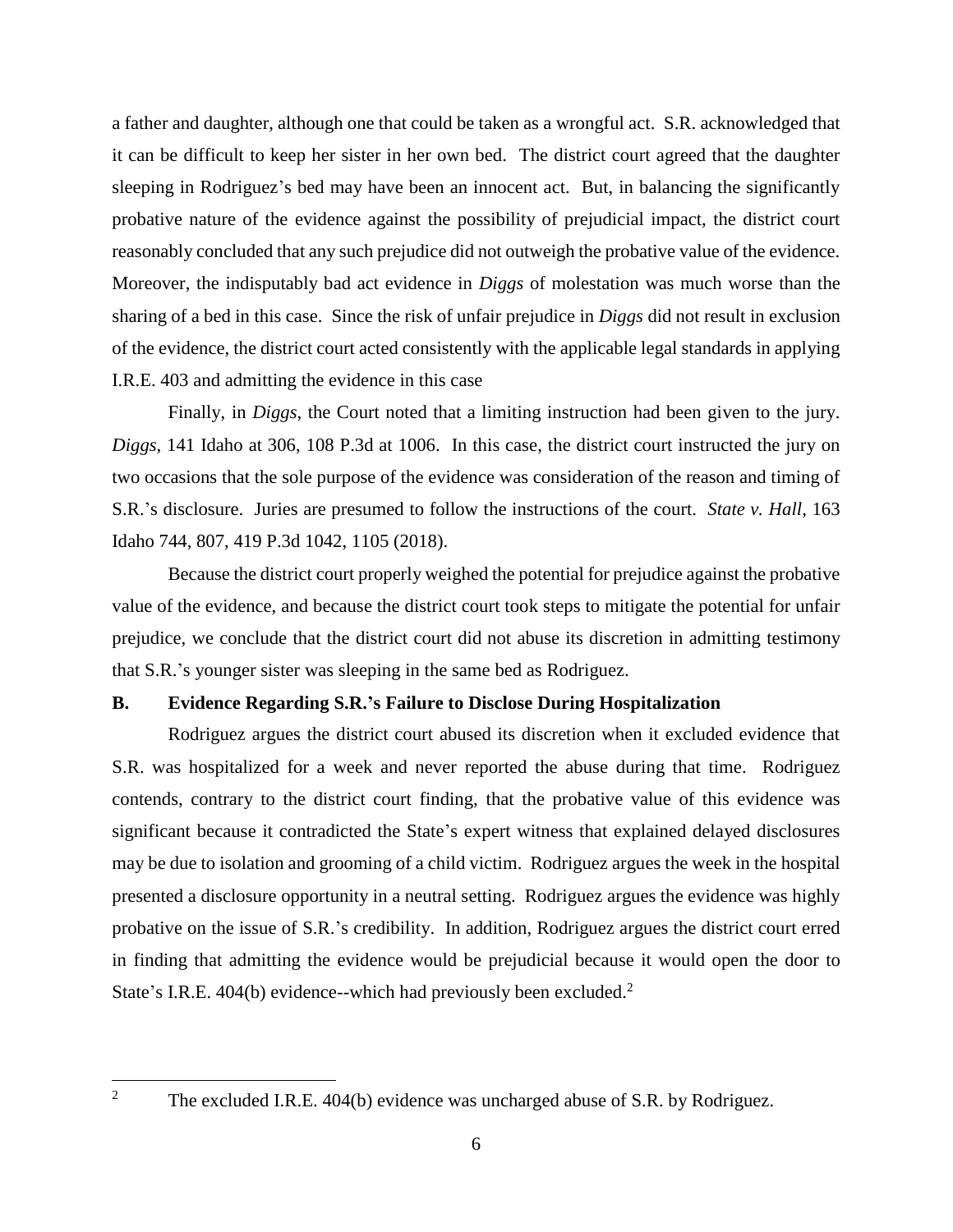a father and daughter, although one that could be taken as a wrongful act. S.R. acknowledged that it can be difficult to keep her sister in her own bed. The district court agreed that the daughter sleeping in Rodriguez's bed may have been an innocent act. But, in balancing the significantly probative nature of the evidence against the possibility of prejudicial impact, the district court reasonably concluded that any such prejudice did not outweigh the probative value of the evidence. Moreover, the indisputably bad act evidence in *Diggs* of molestation was much worse than the sharing of a bed in this case. Since the risk of unfair prejudice in *Diggs* did not result in exclusion of the evidence, the district court acted consistently with the applicable legal standards in applying I.R.E. 403 and admitting the evidence in this case

Finally, in *Diggs*, the Court noted that a limiting instruction had been given to the jury. *Diggs*, 141 Idaho at 306, 108 P.3d at 1006. In this case, the district court instructed the jury on two occasions that the sole purpose of the evidence was consideration of the reason and timing of S.R.'s disclosure. Juries are presumed to follow the instructions of the court. *State v. Hall*, 163 Idaho 744, 807, 419 P.3d 1042, 1105 (2018).

Because the district court properly weighed the potential for prejudice against the probative value of the evidence, and because the district court took steps to mitigate the potential for unfair prejudice, we conclude that the district court did not abuse its discretion in admitting testimony that S.R.'s younger sister was sleeping in the same bed as Rodriguez.

## B. Evidence Regarding S.R.'s Failure to Disclose During Hospitalization

Rodriguez argues the district court abused its discretion when it excluded evidence that S.R. was hospitalized for a week and never reported the abuse during that time. Rodriguez contends, contrary to the district court finding, that the probative value of this evidence was significant because it contradicted the State's expert witness that explained delayed disclosures may be due to isolation and grooming of a child victim. Rodriguez argues the week in the hospital presented a disclosure opportunity in a neutral setting. Rodriguez argues the evidence was highly probative on the issue of S.R.'s credibility. In addition, Rodriguez argues the district court erred in finding that admitting the evidence would be prejudicial because it would open the door to State's I.R.E. 404(b) evidence--which had previously been excluded.[2]

---

[2] The excluded I.R.E. 404(b) evidence was uncharged abuse of S.R. by Rodriguez.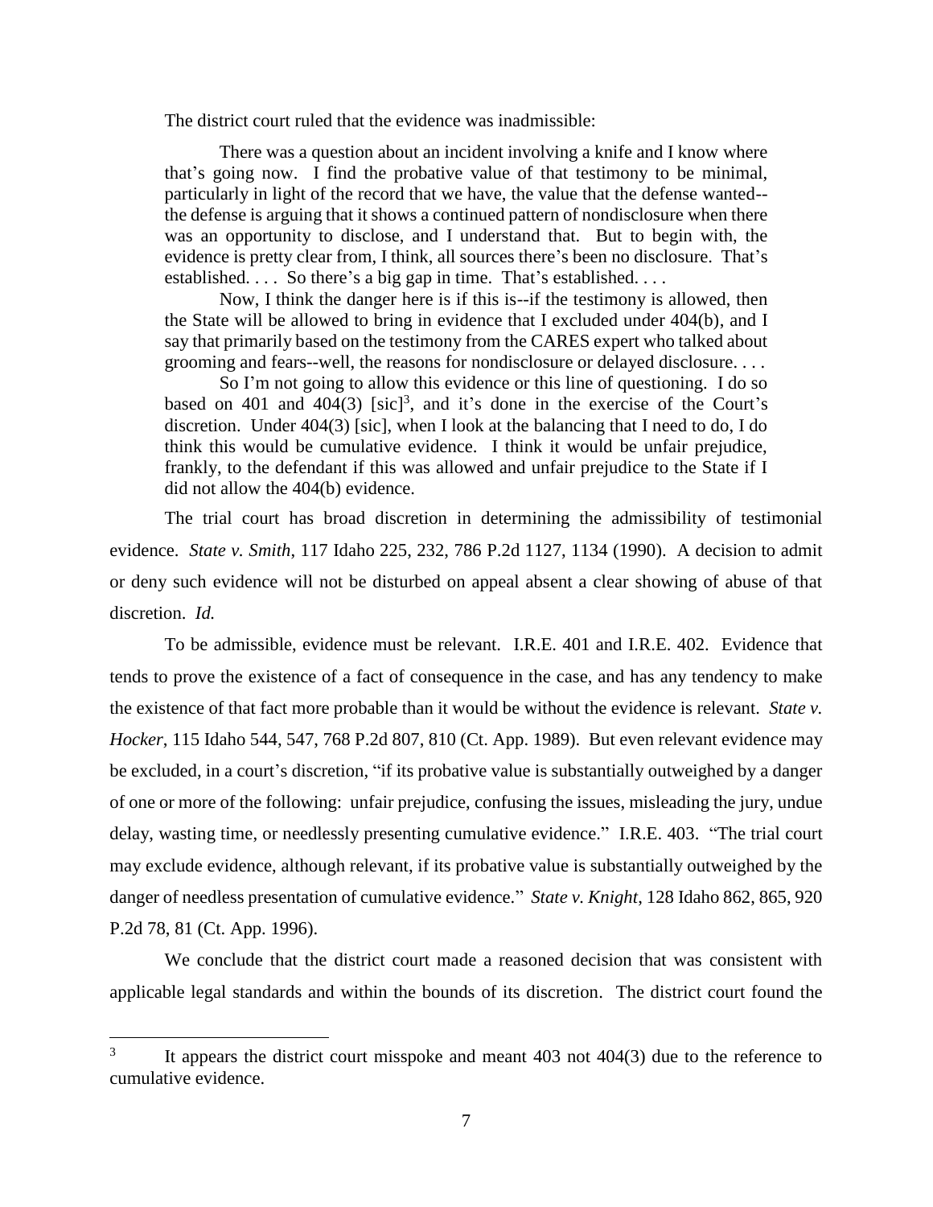The district court ruled that the evidence was inadmissible:

> There was a question about an incident involving a knife and I know where that's going now. I find the probative value of that testimony to be minimal, particularly in light of the record that we have, the value that the defense wanted--the defense is arguing that it shows a continued pattern of nondisclosure when there was an opportunity to disclose, and I understand that. But to begin with, the evidence is pretty clear from, I think, all sources there's been no disclosure. That's established. . . . So there's a big gap in time. That's established. . . .
>
> Now, I think the danger here is if this is--if the testimony is allowed, then the State will be allowed to bring in evidence that I excluded under 404(b), and I say that primarily based on the testimony from the CARES expert who talked about grooming and fears--well, the reasons for nondisclosure or delayed disclosure. . . .
>
> So I'm not going to allow this evidence or this line of questioning. I do so based on 401 and 404(3) [sic][3], and it's done in the exercise of the Court's discretion. Under 404(3) [sic], when I look at the balancing that I need to do, I do think this would be cumulative evidence. I think it would be unfair prejudice, frankly, to the defendant if this was allowed and unfair prejudice to the State if I did not allow the 404(b) evidence.

The trial court has broad discretion in determining the admissibility of testimonial evidence. *State v. Smith*, 117 Idaho 225, 232, 786 P.2d 1127, 1134 (1990). A decision to admit or deny such evidence will not be disturbed on appeal absent a clear showing of abuse of that discretion. *Id.*

To be admissible, evidence must be relevant. I.R.E. 401 and I.R.E. 402. Evidence that tends to prove the existence of a fact of consequence in the case, and has any tendency to make the existence of that fact more probable than it would be without the evidence is relevant. *State v. Hocker*, 115 Idaho 544, 547, 768 P.2d 807, 810 (Ct. App. 1989). But even relevant evidence may be excluded, in a court's discretion, "if its probative value is substantially outweighed by a danger of one or more of the following: unfair prejudice, confusing the issues, misleading the jury, undue delay, wasting time, or needlessly presenting cumulative evidence." I.R.E. 403. "The trial court may exclude evidence, although relevant, if its probative value is substantially outweighed by the danger of needless presentation of cumulative evidence." *State v. Knight*, 128 Idaho 862, 865, 920 P.2d 78, 81 (Ct. App. 1996).

We conclude that the district court made a reasoned decision that was consistent with applicable legal standards and within the bounds of its discretion. The district court found the

---

[3] It appears the district court misspoke and meant 403 not 404(3) due to the reference to cumulative evidence.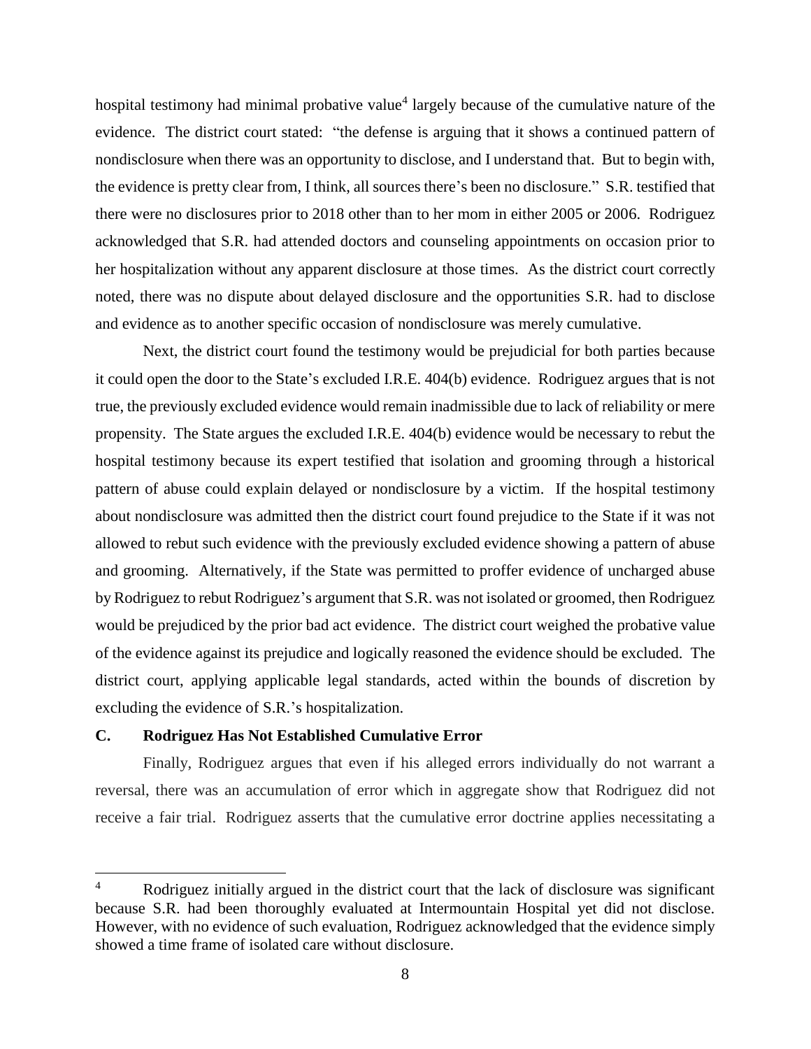hospital testimony had minimal probative value[4] largely because of the cumulative nature of the evidence. The district court stated: "the defense is arguing that it shows a continued pattern of nondisclosure when there was an opportunity to disclose, and I understand that. But to begin with, the evidence is pretty clear from, I think, all sources there's been no disclosure." S.R. testified that there were no disclosures prior to 2018 other than to her mom in either 2005 or 2006. Rodriguez acknowledged that S.R. had attended doctors and counseling appointments on occasion prior to her hospitalization without any apparent disclosure at those times. As the district court correctly noted, there was no dispute about delayed disclosure and the opportunities S.R. had to disclose and evidence as to another specific occasion of nondisclosure was merely cumulative.

Next, the district court found the testimony would be prejudicial for both parties because it could open the door to the State's excluded I.R.E. 404(b) evidence. Rodriguez argues that is not true, the previously excluded evidence would remain inadmissible due to lack of reliability or mere propensity. The State argues the excluded I.R.E. 404(b) evidence would be necessary to rebut the hospital testimony because its expert testified that isolation and grooming through a historical pattern of abuse could explain delayed or nondisclosure by a victim. If the hospital testimony about nondisclosure was admitted then the district court found prejudice to the State if it was not allowed to rebut such evidence with the previously excluded evidence showing a pattern of abuse and grooming. Alternatively, if the State was permitted to proffer evidence of uncharged abuse by Rodriguez to rebut Rodriguez's argument that S.R. was not isolated or groomed, then Rodriguez would be prejudiced by the prior bad act evidence. The district court weighed the probative value of the evidence against its prejudice and logically reasoned the evidence should be excluded. The district court, applying applicable legal standards, acted within the bounds of discretion by excluding the evidence of S.R.'s hospitalization.

### C. Rodriguez Has Not Established Cumulative Error

Finally, Rodriguez argues that even if his alleged errors individually do not warrant a reversal, there was an accumulation of error which in aggregate show that Rodriguez did not receive a fair trial. Rodriguez asserts that the cumulative error doctrine applies necessitating a

---

[4] Rodriguez initially argued in the district court that the lack of disclosure was significant because S.R. had been thoroughly evaluated at Intermountain Hospital yet did not disclose. However, with no evidence of such evaluation, Rodriguez acknowledged that the evidence simply showed a time frame of isolated care without disclosure.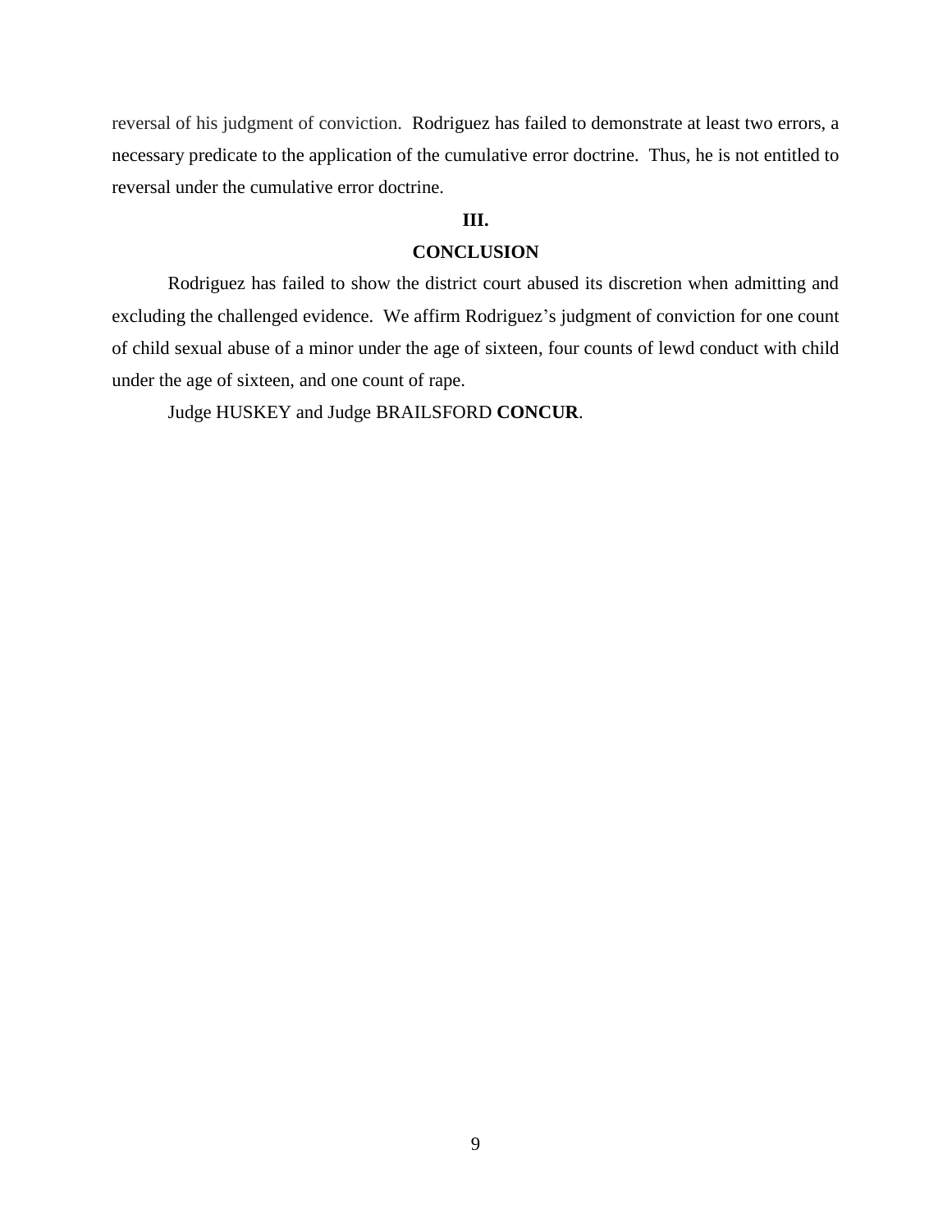reversal of his judgment of conviction. Rodriguez has failed to demonstrate at least two errors, a necessary predicate to the application of the cumulative error doctrine. Thus, he is not entitled to reversal under the cumulative error doctrine.

## III.

## CONCLUSION

Rodriguez has failed to show the district court abused its discretion when admitting and excluding the challenged evidence. We affirm Rodriguez's judgment of conviction for one count of child sexual abuse of a minor under the age of sixteen, four counts of lewd conduct with child under the age of sixteen, and one count of rape.

Judge HUSKEY and Judge BRAILSFORD **CONCUR**.